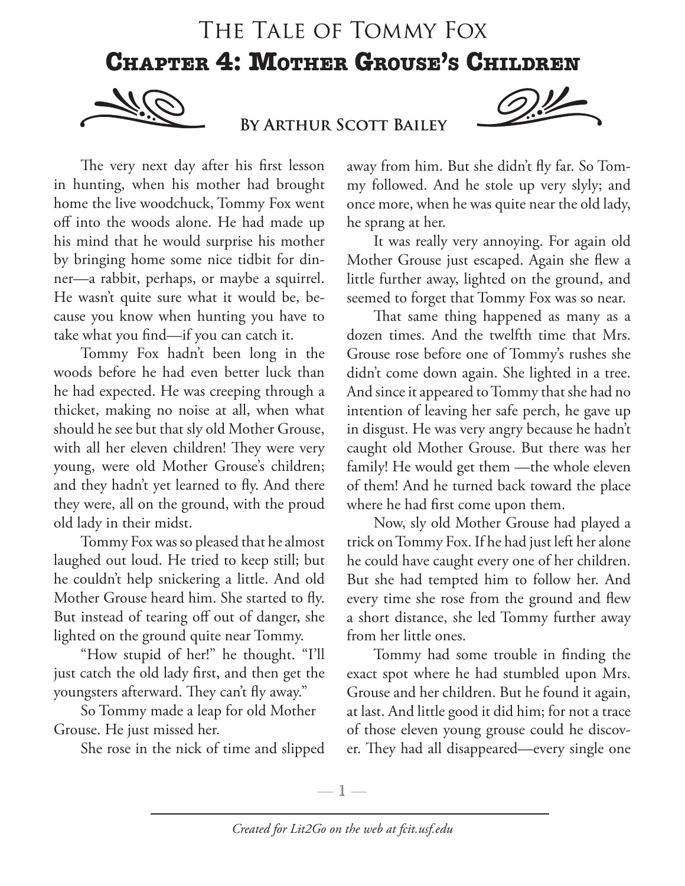# The Tale of Tommy Fox

## Chapter 4: Mother Grouse's Children

### By Arthur Scott Bailey

The very next day after his first lesson in hunting, when his mother had brought home the live woodchuck, Tommy Fox went off into the woods alone. He had made up his mind that he would surprise his mother by bringing home some nice tidbit for dinner—a rabbit, perhaps, or maybe a squirrel. He wasn't quite sure what it would be, because you know when hunting you have to take what you find—if you can catch it.

Tommy Fox hadn't been long in the woods before he had even better luck than he had expected. He was creeping through a thicket, making no noise at all, when what should he see but that sly old Mother Grouse, with all her eleven children! They were very young, were old Mother Grouse's children; and they hadn't yet learned to fly. And there they were, all on the ground, with the proud old lady in their midst.

Tommy Fox was so pleased that he almost laughed out loud. He tried to keep still; but he couldn't help snickering a little. And old Mother Grouse heard him. She started to fly. But instead of tearing off out of danger, she lighted on the ground quite near Tommy.

"How stupid of her!" he thought. "I'll just catch the old lady first, and then get the youngsters afterward. They can't fly away."

So Tommy made a leap for old Mother Grouse. He just missed her.

She rose in the nick of time and slipped away from him. But she didn't fly far. So Tommy followed. And he stole up very slyly; and once more, when he was quite near the old lady, he sprang at her.

It was really very annoying. For again old Mother Grouse just escaped. Again she flew a little further away, lighted on the ground, and seemed to forget that Tommy Fox was so near.

That same thing happened as many as a dozen times. And the twelfth time that Mrs. Grouse rose before one of Tommy's rushes she didn't come down again. She lighted in a tree. And since it appeared to Tommy that she had no intention of leaving her safe perch, he gave up in disgust. He was very angry because he hadn't caught old Mother Grouse. But there was her family! He would get them —the whole eleven of them! And he turned back toward the place where he had first come upon them.

Now, sly old Mother Grouse had played a trick on Tommy Fox. If he had just left her alone he could have caught every one of her children. But she had tempted him to follow her. And every time she rose from the ground and flew a short distance, she led Tommy further away from her little ones.

Tommy had some trouble in finding the exact spot where he had stumbled upon Mrs. Grouse and her children. But he found it again, at last. And little good it did him; for not a trace of those eleven young grouse could he discover. They had all disappeared—every single one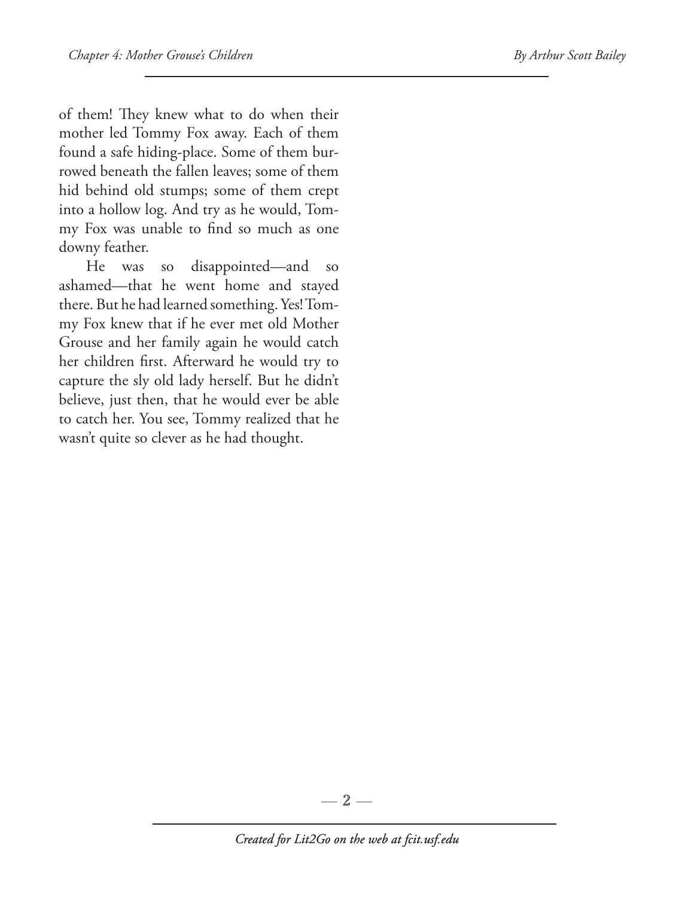of them! They knew what to do when their mother led Tommy Fox away. Each of them found a safe hiding-place. Some of them burrowed beneath the fallen leaves; some of them hid behind old stumps; some of them crept into a hollow log. And try as he would, Tommy Fox was unable to find so much as one downy feather.

He was so disappointed—and so ashamed—that he went home and stayed there. But he had learned something. Yes! Tommy Fox knew that if he ever met old Mother Grouse and her family again he would catch her children first. Afterward he would try to capture the sly old lady herself. But he didn't believe, just then, that he would ever be able to catch her. You see, Tommy realized that he wasn't quite so clever as he had thought.